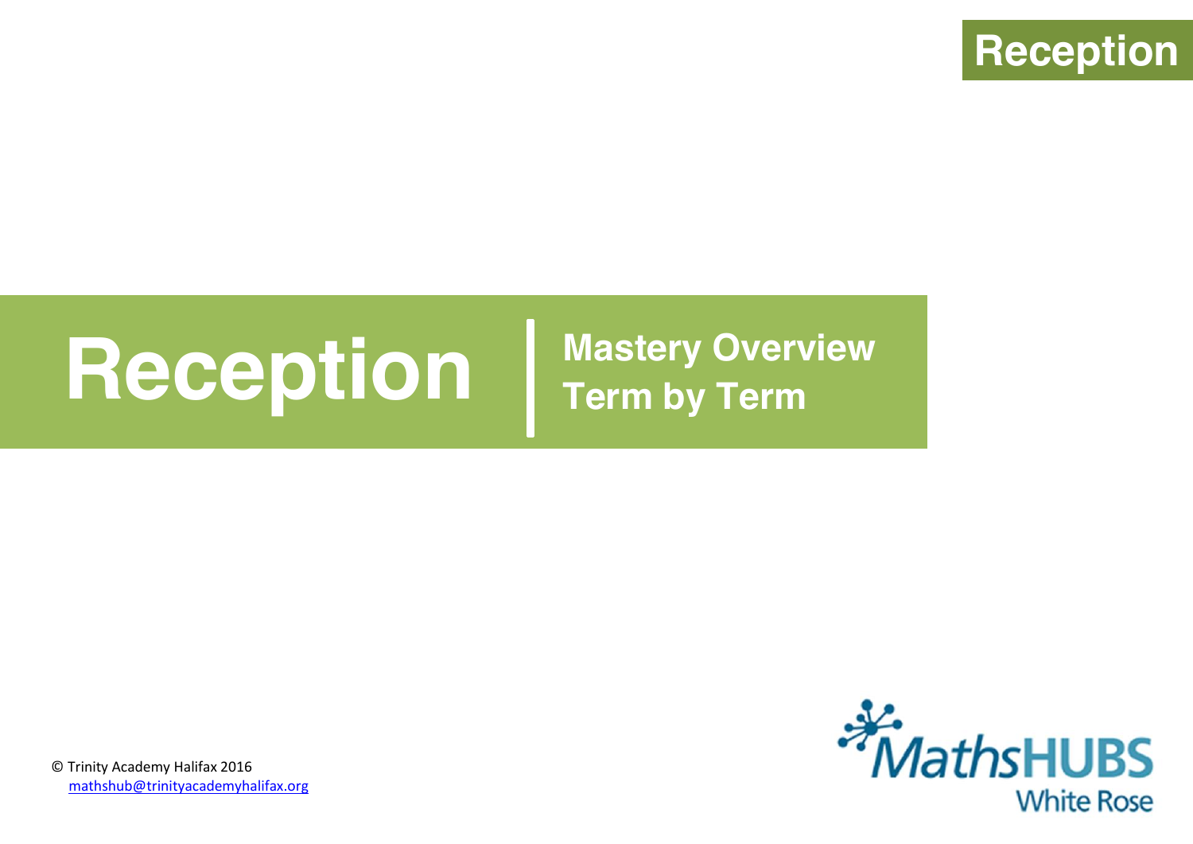# Reception

## Mastery Overview
## Term by Term

© Trinity Academy Halifax 2016
mathshub@trinityacademyhalifax.org

MathsHUBS
White Rose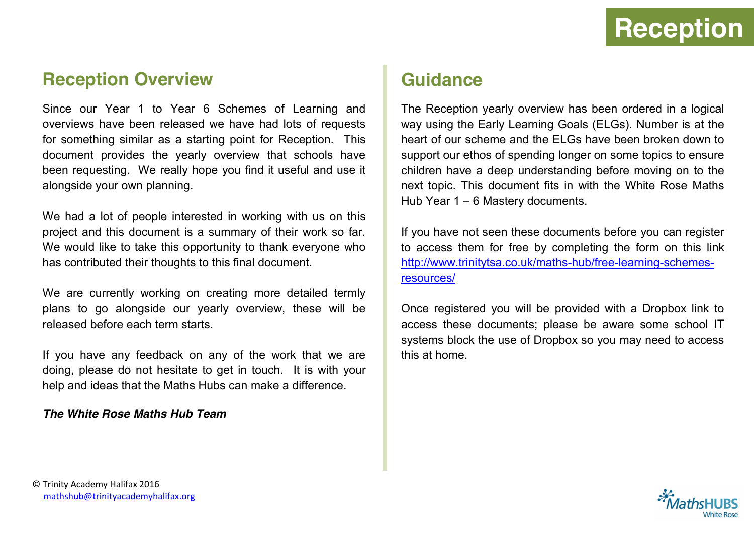# Reception

## Reception Overview

Since our Year 1 to Year 6 Schemes of Learning and overviews have been released we have had lots of requests for something similar as a starting point for Reception. This document provides the yearly overview that schools have been requesting. We really hope you find it useful and use it alongside your own planning.

We had a lot of people interested in working with us on this project and this document is a summary of their work so far. We would like to take this opportunity to thank everyone who has contributed their thoughts to this final document.

We are currently working on creating more detailed termly plans to go alongside our yearly overview, these will be released before each term starts.

If you have any feedback on any of the work that we are doing, please do not hesitate to get in touch. It is with your help and ideas that the Maths Hubs can make a difference.

***The White Rose Maths Hub Team***

## Guidance

The Reception yearly overview has been ordered in a logical way using the Early Learning Goals (ELGs). Number is at the heart of our scheme and the ELGs have been broken down to support our ethos of spending longer on some topics to ensure children have a deep understanding before moving on to the next topic. This document fits in with the White Rose Maths Hub Year 1 – 6 Mastery documents.

If you have not seen these documents before you can register to access them for free by completing the form on this link [http://www.trinitytsa.co.uk/maths-hub/free-learning-schemes-resources/](http://www.trinitytsa.co.uk/maths-hub/free-learning-schemes-resources/)

Once registered you will be provided with a Dropbox link to access these documents; please be aware some school IT systems block the use of Dropbox so you may need to access this at home.

© Trinity Academy Halifax 2016
mathshub@trinityacademyhalifax.org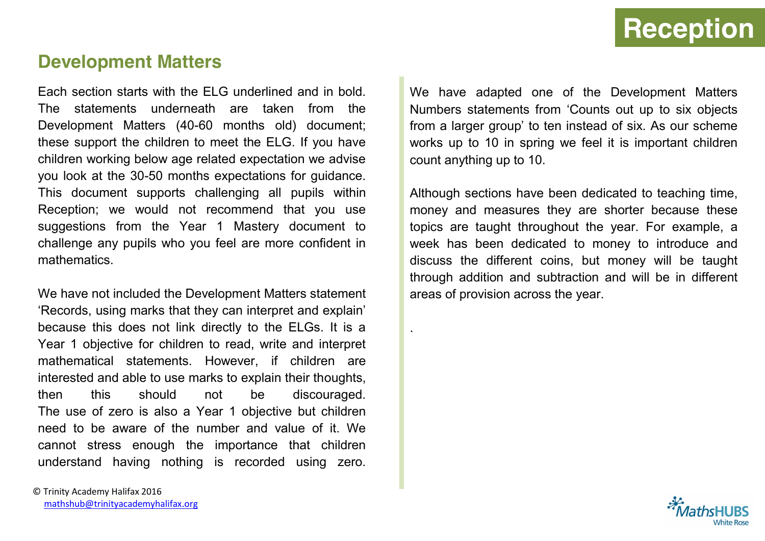# Reception

## Development Matters

Each section starts with the ELG underlined and in bold. The statements underneath are taken from the Development Matters (40-60 months old) document; these support the children to meet the ELG. If you have children working below age related expectation we advise you look at the 30-50 months expectations for guidance. This document supports challenging all pupils within Reception; we would not recommend that you use suggestions from the Year 1 Mastery document to challenge any pupils who you feel are more confident in mathematics.

We have not included the Development Matters statement 'Records, using marks that they can interpret and explain' because this does not link directly to the ELGs. It is a Year 1 objective for children to read, write and interpret mathematical statements. However, if children are interested and able to use marks to explain their thoughts, then this should not be discouraged. The use of zero is also a Year 1 objective but children need to be aware of the number and value of it. We cannot stress enough the importance that children understand having nothing is recorded using zero.

We have adapted one of the Development Matters Numbers statements from 'Counts out up to six objects from a larger group' to ten instead of six. As our scheme works up to 10 in spring we feel it is important children count anything up to 10.

Although sections have been dedicated to teaching time, money and measures they are shorter because these topics are taught throughout the year. For example, a week has been dedicated to money to introduce and discuss the different coins, but money will be taught through addition and subtraction and will be in different areas of provision across the year.

.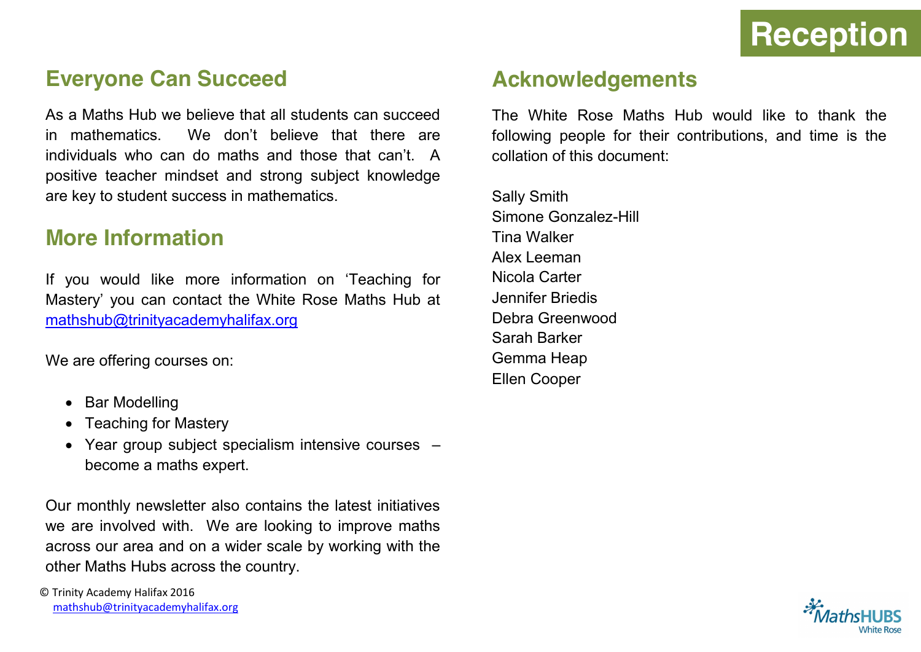# Reception

## Everyone Can Succeed

As a Maths Hub we believe that all students can succeed in mathematics. We don't believe that there are individuals who can do maths and those that can't. A positive teacher mindset and strong subject knowledge are key to student success in mathematics.

## More Information

If you would like more information on 'Teaching for Mastery' you can contact the White Rose Maths Hub at mathshub@trinityacademyhalifax.org

We are offering courses on:

- Bar Modelling
- Teaching for Mastery
- Year group subject specialism intensive courses – become a maths expert.

Our monthly newsletter also contains the latest initiatives we are involved with. We are looking to improve maths across our area and on a wider scale by working with the other Maths Hubs across the country.

## Acknowledgements

The White Rose Maths Hub would like to thank the following people for their contributions, and time is the collation of this document:

Sally Smith  
Simone Gonzalez-Hill  
Tina Walker  
Alex Leeman  
Nicola Carter  
Jennifer Briedis  
Debra Greenwood  
Sarah Barker  
Gemma Heap  
Ellen Cooper

© Trinity Academy Halifax 2016  
mathshub@trinityacademyhalifax.org

MathsHUBS White Rose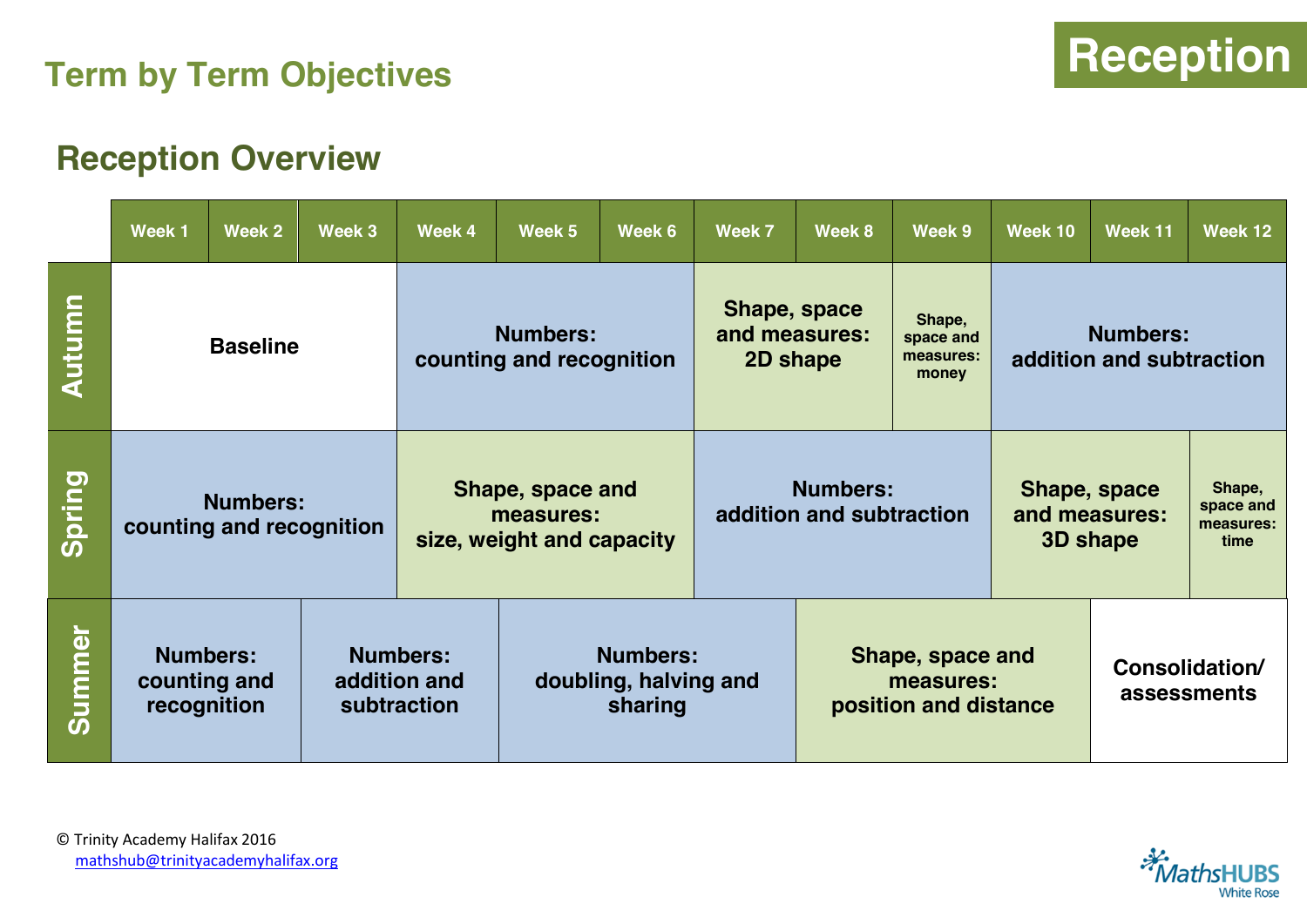# Term by Term Objectives

**Reception**

## Reception Overview

| | Week 1 | Week 2 | Week 3 | Week 4 | Week 5 | Week 6 | Week 7 | Week 8 | Week 9 | Week 10 | Week 11 | Week 12 |
|---|---|---|---|---|---|---|---|---|---|---|---|---|
| **Autumn** | **Baseline** | | | **Numbers: counting and recognition** | | | **Shape, space and measures: 2D shape** | | **Shape, space and measures: money** | **Numbers: addition and subtraction** | | |
| **Spring** | **Numbers: counting and recognition** | | | **Shape, space and measures: size, weight and capacity** | | | **Numbers: addition and subtraction** | | | **Shape, space and measures: 3D shape** | | **Shape, space and measures: time** |
| **Summer** | **Numbers: counting and recognition** | | **Numbers: addition and subtraction** | | **Numbers: doubling, halving and sharing** | | | **Shape, space and measures: position and distance** | | | **Consolidation/ assessments** | |

© Trinity Academy Halifax 2016
mathshub@trinityacademyhalifax.org

MathsHUBS White Rose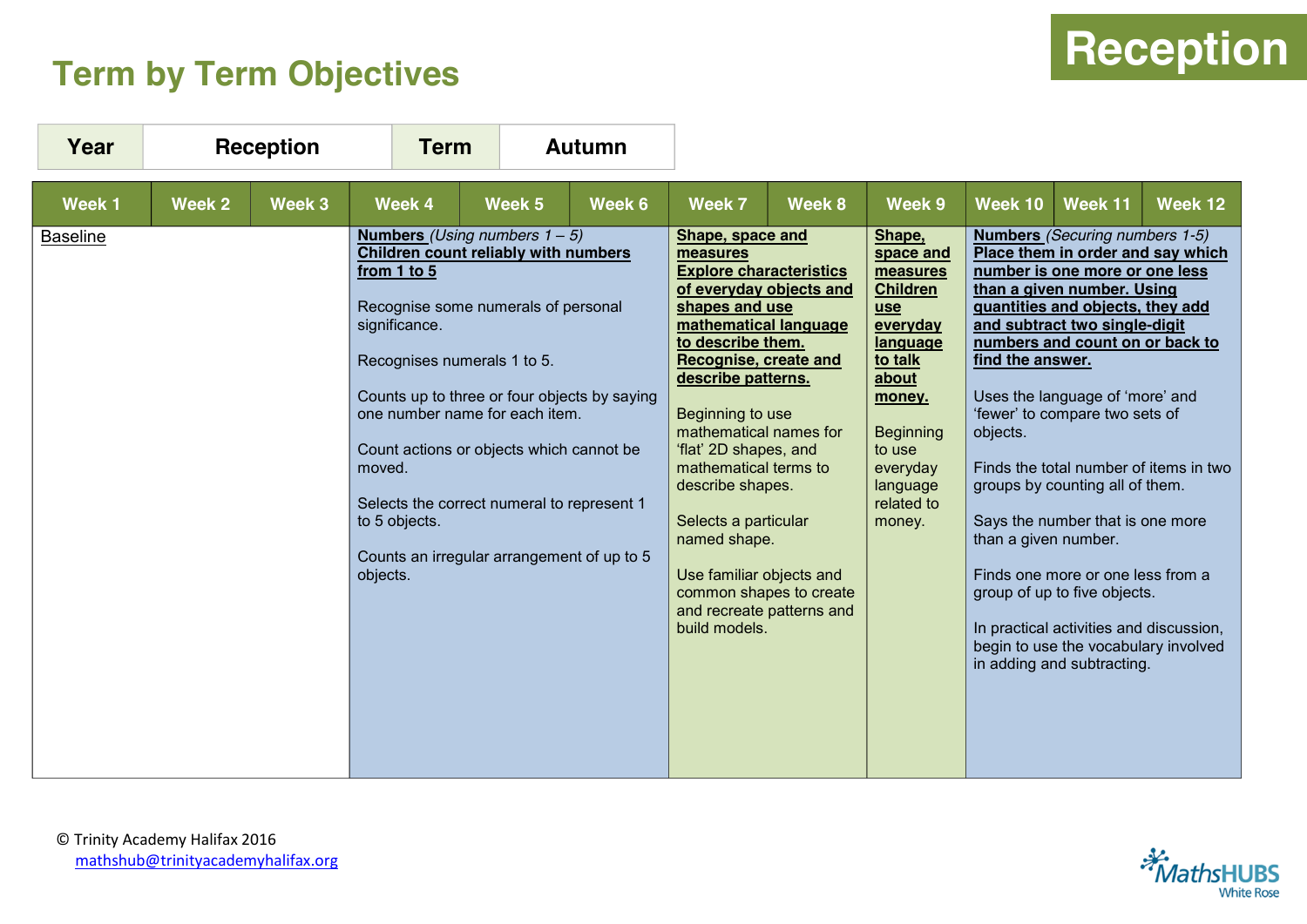# Term by Term Objectives

**Reception**

| Year | Reception | Term | Autumn |
|---|---|---|---|

| Week 1 | Week 2 | Week 3 | Week 4 | Week 5 | Week 6 | Week 7 | Week 8 | Week 9 | Week 10 | Week 11 | Week 12 |
|---|---|---|---|---|---|---|---|---|---|---|---|
| Baseline | | | **Numbers** *(Using numbers 1 – 5)* **Children count reliably with numbers from 1 to 5**<br><br>Recognise some numerals of personal significance.<br><br>Recognises numerals 1 to 5.<br><br>Counts up to three or four objects by saying one number name for each item.<br><br>Count actions or objects which cannot be moved.<br><br>Selects the correct numeral to represent 1 to 5 objects.<br><br>Counts an irregular arrangement of up to 5 objects. | | | **Shape, space and measures Explore characteristics of everyday objects and shapes and use mathematical language to describe them. Recognise, create and describe patterns.**<br><br>Beginning to use mathematical names for 'flat' 2D shapes, and mathematical terms to describe shapes.<br><br>Selects a particular named shape.<br><br>Use familiar objects and common shapes to create and recreate patterns and build models. | | **Shape, space and measures Children use everyday language to talk about money.**<br><br>Beginning to use everyday language related to money. | **Numbers** *(Securing numbers 1-5)* **Place them in order and say which number is one more or one less than a given number. Using quantities and objects, they add and subtract two single-digit numbers and count on or back to find the answer.**<br><br>Uses the language of 'more' and 'fewer' to compare two sets of objects.<br><br>Finds the total number of items in two groups by counting all of them.<br><br>Says the number that is one more than a given number.<br><br>Finds one more or one less from a group of up to five objects.<br><br>In practical activities and discussion, begin to use the vocabulary involved in adding and subtracting. | | |

© Trinity Academy Halifax 2016
mathshub@trinityacademyhalifax.org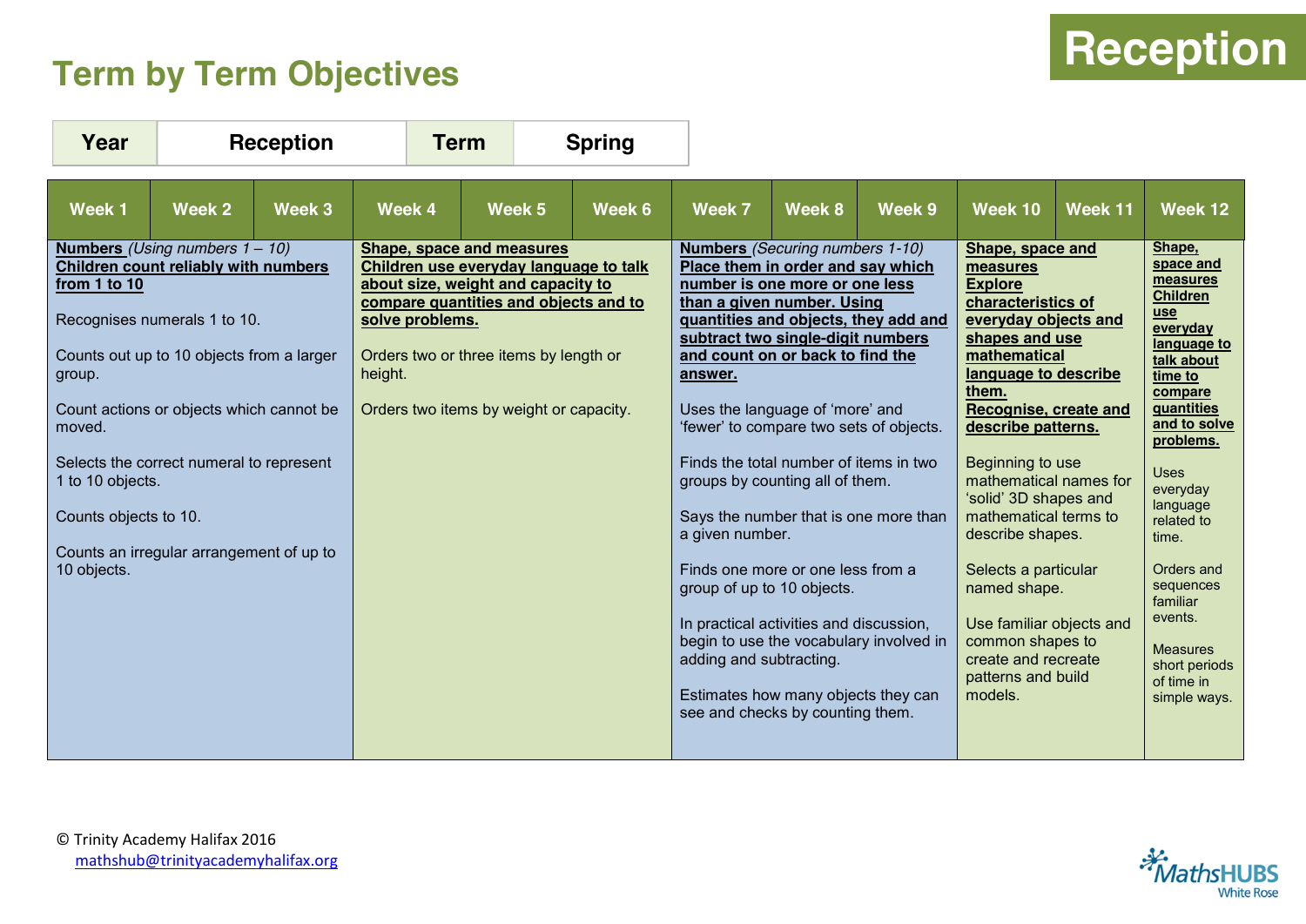# Term by Term Objectives

**Reception**

| Year | Reception | Term | Spring |
|---|---|---|---|

| Week 1 | Week 2 | Week 3 | Week 4 | Week 5 | Week 6 | Week 7 | Week 8 | Week 9 | Week 10 | Week 11 | Week 12 |
|---|---|---|---|---|---|---|---|---|---|---|---|
| **Numbers** *(Using numbers 1 – 10)* **Children count reliably with numbers from 1 to 10**<br><br>Recognises numerals 1 to 10.<br><br>Counts out up to 10 objects from a larger group.<br><br>Count actions or objects which cannot be moved.<br><br>Selects the correct numeral to represent 1 to 10 objects.<br><br>Counts objects to 10.<br><br>Counts an irregular arrangement of up to 10 objects. | | | **Shape, space and measures** **Children use everyday language to talk about size, weight and capacity to compare quantities and objects and to solve problems.**<br><br>Orders two or three items by length or height.<br><br>Orders two items by weight or capacity. | | | **Numbers** *(Securing numbers 1-10)* **Place them in order and say which number is one more or one less than a given number. Using quantities and objects, they add and subtract two single-digit numbers and count on or back to find the answer.**<br><br>Uses the language of 'more' and 'fewer' to compare two sets of objects.<br><br>Finds the total number of items in two groups by counting all of them.<br><br>Says the number that is one more than a given number.<br><br>Finds one more or one less from a group of up to 10 objects.<br><br>In practical activities and discussion, begin to use the vocabulary involved in adding and subtracting.<br><br>Estimates how many objects they can see and checks by counting them. | | | **Shape, space and measures** **Explore characteristics of everyday objects and shapes and use mathematical language to describe them.** **Recognise, create and describe patterns.**<br><br>Beginning to use mathematical names for 'solid' 3D shapes and mathematical terms to describe shapes.<br><br>Selects a particular named shape.<br><br>Use familiar objects and common shapes to create and recreate patterns and build models. | | **Shape, space and measures** **Children use everyday language to talk about time to compare quantities and to solve problems.**<br><br>Uses everyday language related to time.<br><br>Orders and sequences familiar events.<br><br>Measures short periods of time in simple ways. |

© Trinity Academy Halifax 2016
mathshub@trinityacademyhalifax.org

MathsHUBS White Rose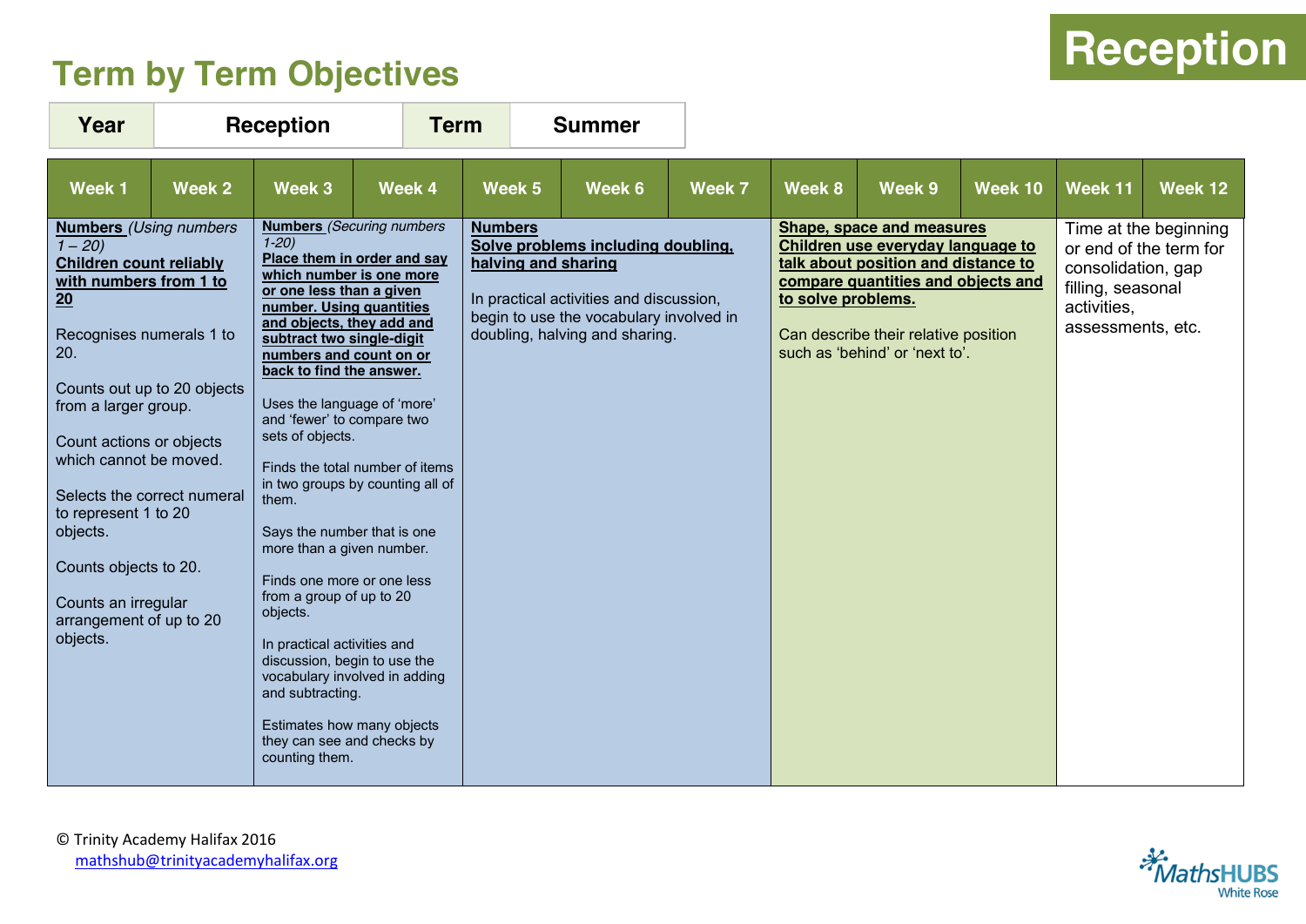# Reception

## Term by Term Objectives

| Year | Reception | Term | Summer |
|---|---|---|---|

| Week 1 | Week 2 | Week 3 | Week 4 | Week 5 | Week 6 | Week 7 | Week 8 | Week 9 | Week 10 | Week 11 | Week 12 |
|---|---|---|---|---|---|---|---|---|---|---|---|
| **Numbers** *(Using numbers 1 – 20)* **Children count reliably with numbers from 1 to 20**<br><br>Recognises numerals 1 to 20.<br><br>Counts out up to 20 objects from a larger group.<br><br>Count actions or objects which cannot be moved.<br><br>Selects the correct numeral to represent 1 to 20 objects.<br><br>Counts objects to 20.<br><br>Counts an irregular arrangement of up to 20 objects. | | **Numbers** *(Securing numbers 1-20)* **Place them in order and say which number is one more or one less than a given number. Using quantities and objects, they add and subtract two single-digit numbers and count on or back to find the answer.**<br><br>Uses the language of 'more' and 'fewer' to compare two sets of objects.<br><br>Finds the total number of items in two groups by counting all of them.<br><br>Says the number that is one more than a given number.<br><br>Finds one more or one less from a group of up to 20 objects.<br><br>In practical activities and discussion, begin to use the vocabulary involved in adding and subtracting.<br><br>Estimates how many objects they can see and checks by counting them. | | **Numbers** **Solve problems including doubling, halving and sharing**<br><br>In practical activities and discussion, begin to use the vocabulary involved in doubling, halving and sharing. | | | **Shape, space and measures** **Children use everyday language to talk about position and distance to compare quantities and objects and to solve problems.**<br><br>Can describe their relative position such as 'behind' or 'next to'. | | | Time at the beginning or end of the term for consolidation, gap filling, seasonal activities, assessments, etc. | |

© Trinity Academy Halifax 2016
mathshub@trinityacademyhalifax.org

MathsHUBS White Rose